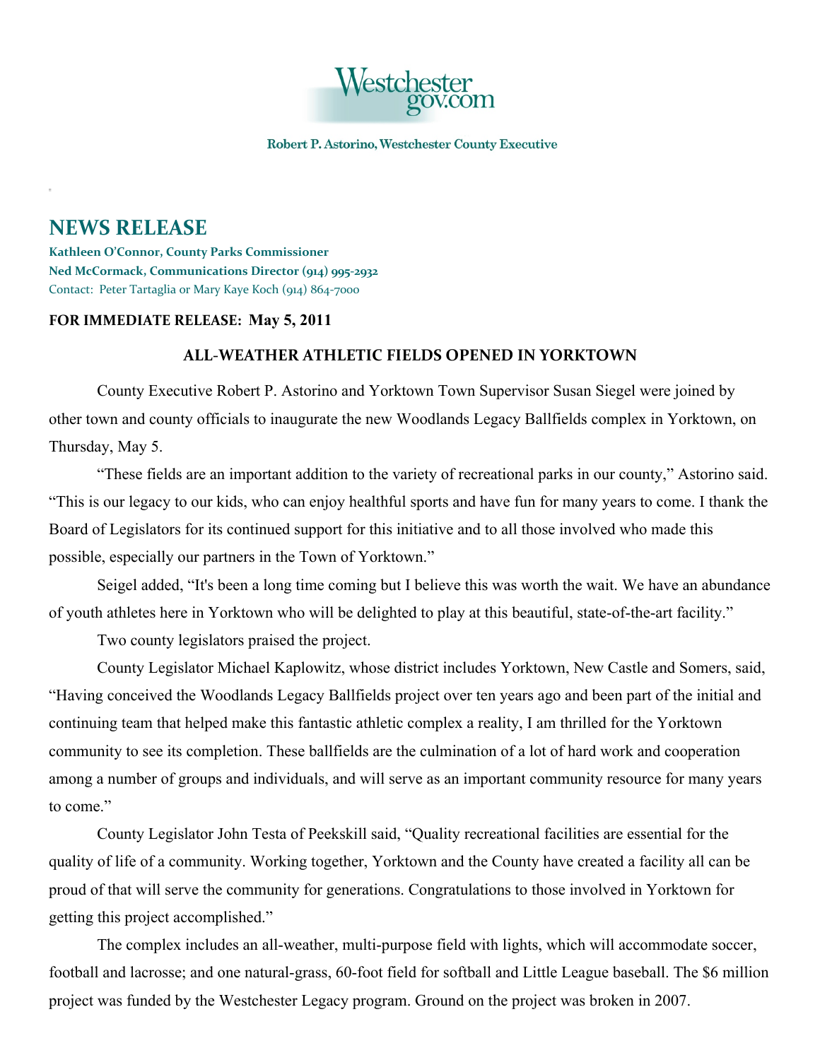Westchestergov.com

Robert P. Astorino, Westchester County Executive

# NEWS RELEASE

**Kathleen O'Connor, County Parks Commissioner**
**Ned McCormack, Communications Director (914) 995-2932**
Contact: Peter Tartaglia or Mary Kaye Koch (914) 864-7000

**FOR IMMEDIATE RELEASE: May 5, 2011**

## ALL-WEATHER ATHLETIC FIELDS OPENED IN YORKTOWN

County Executive Robert P. Astorino and Yorktown Town Supervisor Susan Siegel were joined by other town and county officials to inaugurate the new Woodlands Legacy Ballfields complex in Yorktown, on Thursday, May 5.

"These fields are an important addition to the variety of recreational parks in our county," Astorino said. "This is our legacy to our kids, who can enjoy healthful sports and have fun for many years to come. I thank the Board of Legislators for its continued support for this initiative and to all those involved who made this possible, especially our partners in the Town of Yorktown."

Seigel added, "It's been a long time coming but I believe this was worth the wait. We have an abundance of youth athletes here in Yorktown who will be delighted to play at this beautiful, state-of-the-art facility."

Two county legislators praised the project.

County Legislator Michael Kaplowitz, whose district includes Yorktown, New Castle and Somers, said, "Having conceived the Woodlands Legacy Ballfields project over ten years ago and been part of the initial and continuing team that helped make this fantastic athletic complex a reality, I am thrilled for the Yorktown community to see its completion. These ballfields are the culmination of a lot of hard work and cooperation among a number of groups and individuals, and will serve as an important community resource for many years to come."

County Legislator John Testa of Peekskill said, "Quality recreational facilities are essential for the quality of life of a community. Working together, Yorktown and the County have created a facility all can be proud of that will serve the community for generations. Congratulations to those involved in Yorktown for getting this project accomplished."

The complex includes an all-weather, multi-purpose field with lights, which will accommodate soccer, football and lacrosse; and one natural-grass, 60-foot field for softball and Little League baseball. The $6 million project was funded by the Westchester Legacy program. Ground on the project was broken in 2007.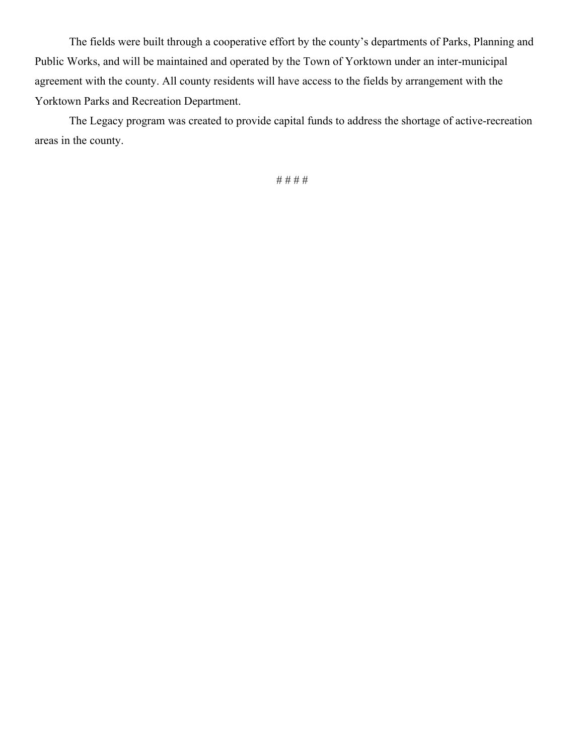The fields were built through a cooperative effort by the county's departments of Parks, Planning and Public Works, and will be maintained and operated by the Town of Yorktown under an inter-municipal agreement with the county. All county residents will have access to the fields by arrangement with the Yorktown Parks and Recreation Department.

The Legacy program was created to provide capital funds to address the shortage of active-recreation areas in the county.

# # # #